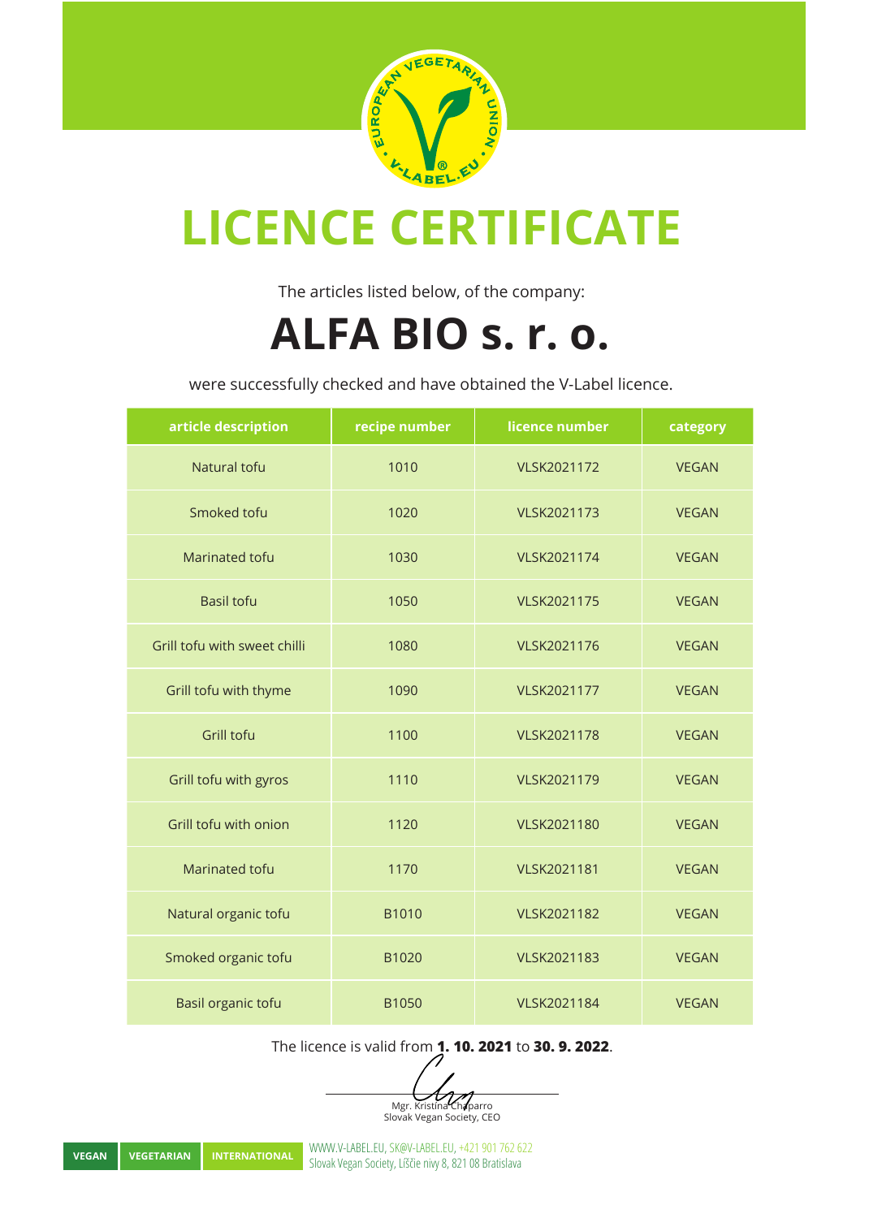# LICENCE CERTIFICATE

The articles listed below, of the company:

## ALFA BIO s. r. o.

were successfully checked and have obtained the V-Label licence.

| article description | recipe number | licence number | category |
|---|---|---|---|
| Natural tofu | 1010 | VLSK2021172 | VEGAN |
| Smoked tofu | 1020 | VLSK2021173 | VEGAN |
| Marinated tofu | 1030 | VLSK2021174 | VEGAN |
| Basil tofu | 1050 | VLSK2021175 | VEGAN |
| Grill tofu with sweet chilli | 1080 | VLSK2021176 | VEGAN |
| Grill tofu with thyme | 1090 | VLSK2021177 | VEGAN |
| Grill tofu | 1100 | VLSK2021178 | VEGAN |
| Grill tofu with gyros | 1110 | VLSK2021179 | VEGAN |
| Grill tofu with onion | 1120 | VLSK2021180 | VEGAN |
| Marinated tofu | 1170 | VLSK2021181 | VEGAN |
| Natural organic tofu | B1010 | VLSK2021182 | VEGAN |
| Smoked organic tofu | B1020 | VLSK2021183 | VEGAN |
| Basil organic tofu | B1050 | VLSK2021184 | VEGAN |

The licence is valid from **1. 10. 2021** to **30. 9. 2022**.

Mgr. Kristína Chaparro
Slovak Vegan Society, CEO

VEGAN | VEGETARIAN | INTERNATIONAL

WWW.V-LABEL.EU, SK@V-LABEL.EU, +421 901 762 622
Slovak Vegan Society, Líščie nivy 8, 821 08 Bratislava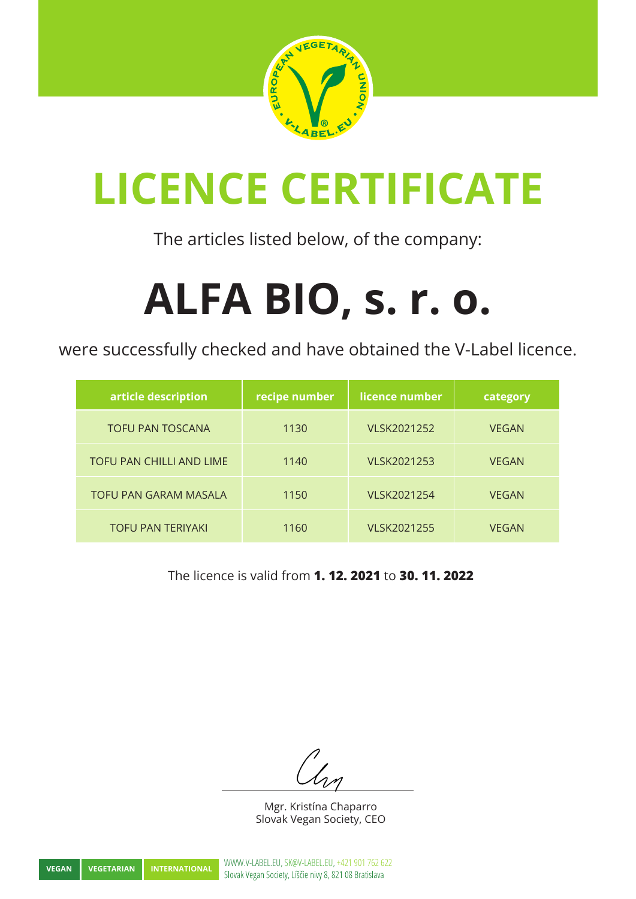# LICENCE CERTIFICATE

The articles listed below, of the company:

## ALFA BIO, s. r. o.

were successfully checked and have obtained the V-Label licence.

| article description | recipe number | licence number | category |
|---|---|---|---|
| TOFU PAN TOSCANA | 1130 | VLSK2021252 | VEGAN |
| TOFU PAN CHILLI AND LIME | 1140 | VLSK2021253 | VEGAN |
| TOFU PAN GARAM MASALA | 1150 | VLSK2021254 | VEGAN |
| TOFU PAN TERIYAKI | 1160 | VLSK2021255 | VEGAN |

The licence is valid from **1. 12. 2021** to **30. 11. 2022**

Mgr. Kristína Chaparro
Slovak Vegan Society, CEO

VEGAN | VEGETARIAN | INTERNATIONAL

WWW.V-LABEL.EU, SK@V-LABEL.EU, +421 901 762 622
Slovak Vegan Society, Líščie nivy 8, 821 08 Bratislava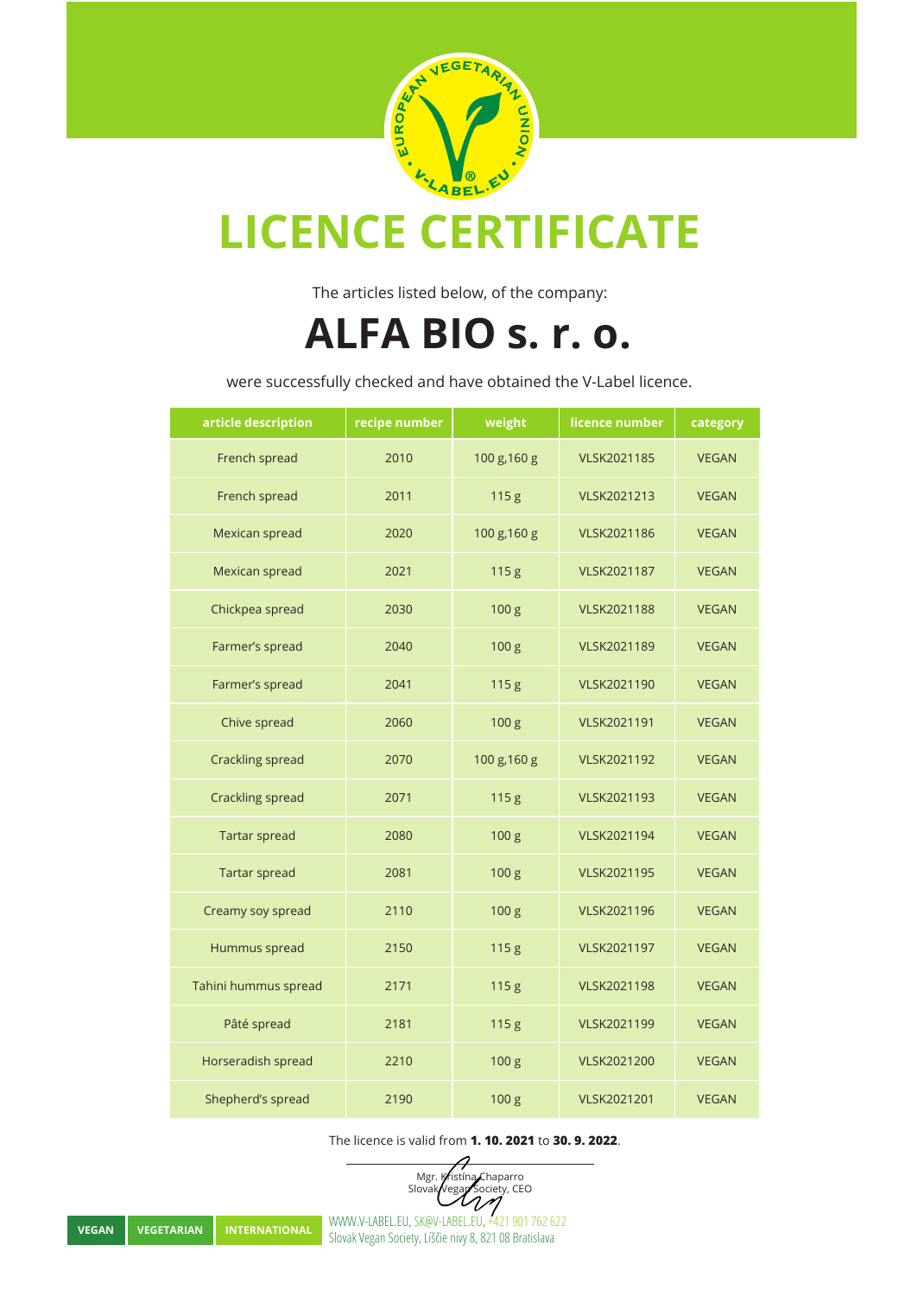# LICENCE CERTIFICATE

The articles listed below, of the company:

## ALFA BIO s. r. o.

were successfully checked and have obtained the V-Label licence.

| article description | recipe number | weight | licence number | category |
|---|---|---|---|---|
| French spread | 2010 | 100 g,160 g | VLSK2021185 | VEGAN |
| French spread | 2011 | 115 g | VLSK2021213 | VEGAN |
| Mexican spread | 2020 | 100 g,160 g | VLSK2021186 | VEGAN |
| Mexican spread | 2021 | 115 g | VLSK2021187 | VEGAN |
| Chickpea spread | 2030 | 100 g | VLSK2021188 | VEGAN |
| Farmer’s spread | 2040 | 100 g | VLSK2021189 | VEGAN |
| Farmer’s spread | 2041 | 115 g | VLSK2021190 | VEGAN |
| Chive spread | 2060 | 100 g | VLSK2021191 | VEGAN |
| Crackling spread | 2070 | 100 g,160 g | VLSK2021192 | VEGAN |
| Crackling spread | 2071 | 115 g | VLSK2021193 | VEGAN |
| Tartar spread | 2080 | 100 g | VLSK2021194 | VEGAN |
| Tartar spread | 2081 | 100 g | VLSK2021195 | VEGAN |
| Creamy soy spread | 2110 | 100 g | VLSK2021196 | VEGAN |
| Hummus spread | 2150 | 115 g | VLSK2021197 | VEGAN |
| Tahini hummus spread | 2171 | 115 g | VLSK2021198 | VEGAN |
| Pâté spread | 2181 | 115 g | VLSK2021199 | VEGAN |
| Horseradish spread | 2210 | 100 g | VLSK2021200 | VEGAN |
| Shepherd’s spread | 2190 | 100 g | VLSK2021201 | VEGAN |

The licence is valid from **1. 10. 2021** to **30. 9. 2022**.

Mgr. Kristína Chaparro
Slovak Vegan Society, CEO

VEGAN | VEGETARIAN | INTERNATIONAL

WWW.V-LABEL.EU, SK@V-LABEL.EU, +421 901 762 622
Slovak Vegan Society, Liščie nivy 8, 821 08 Bratislava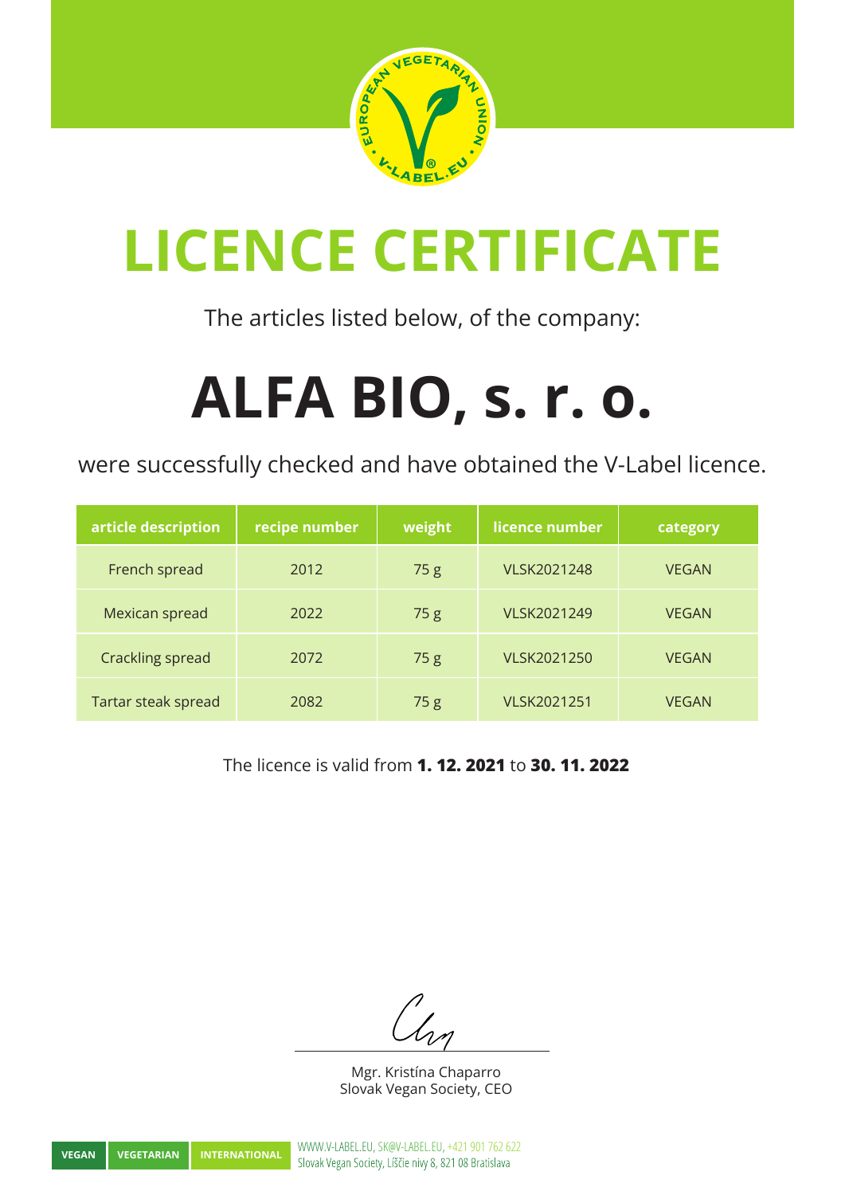# LICENCE CERTIFICATE

The articles listed below, of the company:

## ALFA BIO, s. r. o.

were successfully checked and have obtained the V-Label licence.

| article description | recipe number | weight | licence number | category |
|---|---|---|---|---|
| French spread | 2012 | 75 g | VLSK2021248 | VEGAN |
| Mexican spread | 2022 | 75 g | VLSK2021249 | VEGAN |
| Crackling spread | 2072 | 75 g | VLSK2021250 | VEGAN |
| Tartar steak spread | 2082 | 75 g | VLSK2021251 | VEGAN |

The licence is valid from **1. 12. 2021** to **30. 11. 2022**

Mgr. Kristína Chaparro
Slovak Vegan Society, CEO

VEGAN | VEGETARIAN | INTERNATIONAL

WWW.V-LABEL.EU, SK@V-LABEL.EU, +421 901 762 622
Slovak Vegan Society, Líščie nivy 8, 821 08 Bratislava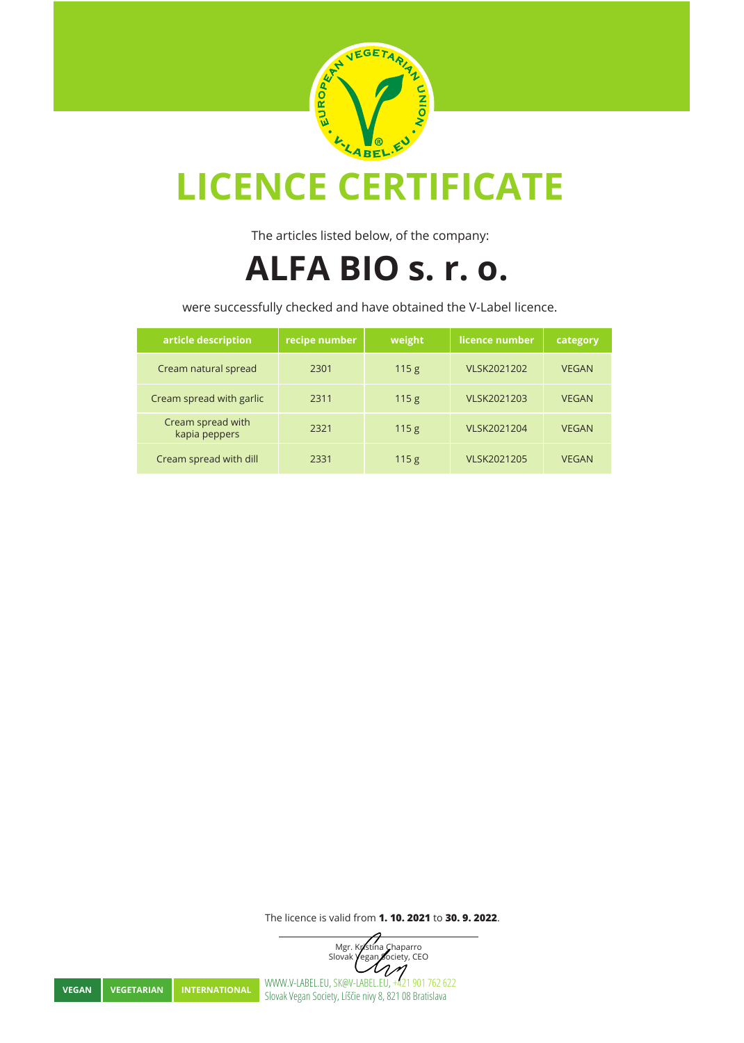# LICENCE CERTIFICATE

The articles listed below, of the company:

## ALFA BIO s. r. o.

were successfully checked and have obtained the V-Label licence.

| article description | recipe number | weight | licence number | category |
|---|---|---|---|---|
| Cream natural spread | 2301 | 115 g | VLSK2021202 | VEGAN |
| Cream spread with garlic | 2311 | 115 g | VLSK2021203 | VEGAN |
| Cream spread with kapia peppers | 2321 | 115 g | VLSK2021204 | VEGAN |
| Cream spread with dill | 2331 | 115 g | VLSK2021205 | VEGAN |

The licence is valid from **1. 10. 2021** to **30. 9. 2022**.

Mgr. Kristína Chaparro
Slovak Vegan Society, CEO

VEGAN | VEGETARIAN | INTERNATIONAL

WWW.V-LABEL.EU, SK@V-LABEL.EU, +421 901 762 622
Slovak Vegan Society, Líščie nivy 8, 821 08 Bratislava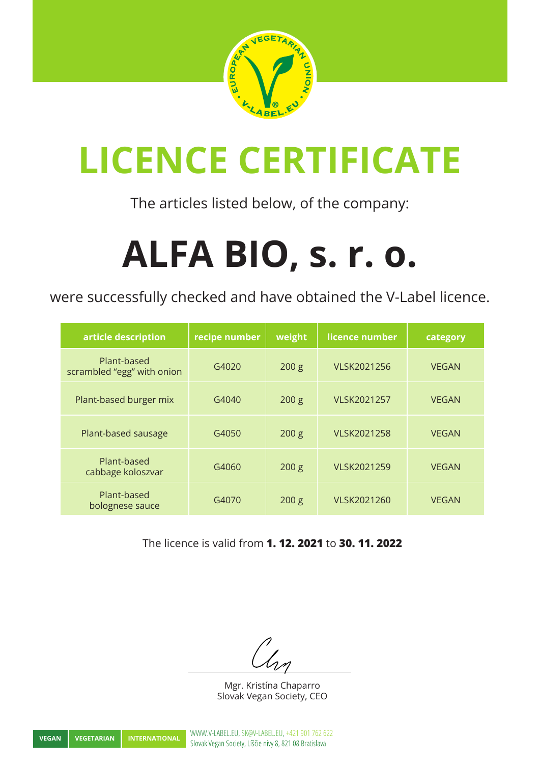# LICENCE CERTIFICATE

The articles listed below, of the company:

# ALFA BIO, s. r. o.

were successfully checked and have obtained the V-Label licence.

| article description | recipe number | weight | licence number | category |
|---|---|---|---|---|
| Plant-based scrambled “egg” with onion | G4020 | 200 g | VLSK2021256 | VEGAN |
| Plant-based burger mix | G4040 | 200 g | VLSK2021257 | VEGAN |
| Plant-based sausage | G4050 | 200 g | VLSK2021258 | VEGAN |
| Plant-based cabbage koloszvar | G4060 | 200 g | VLSK2021259 | VEGAN |
| Plant-based bolognese sauce | G4070 | 200 g | VLSK2021260 | VEGAN |

The licence is valid from **1. 12. 2021** to **30. 11. 2022**

Mgr. Kristína Chaparro
Slovak Vegan Society, CEO

VEGAN | VEGETARIAN | INTERNATIONAL

WWW.V-LABEL.EU, SK@V-LABEL.EU, +421 901 762 622
Slovak Vegan Society, Líščie nivy 8, 821 08 Bratislava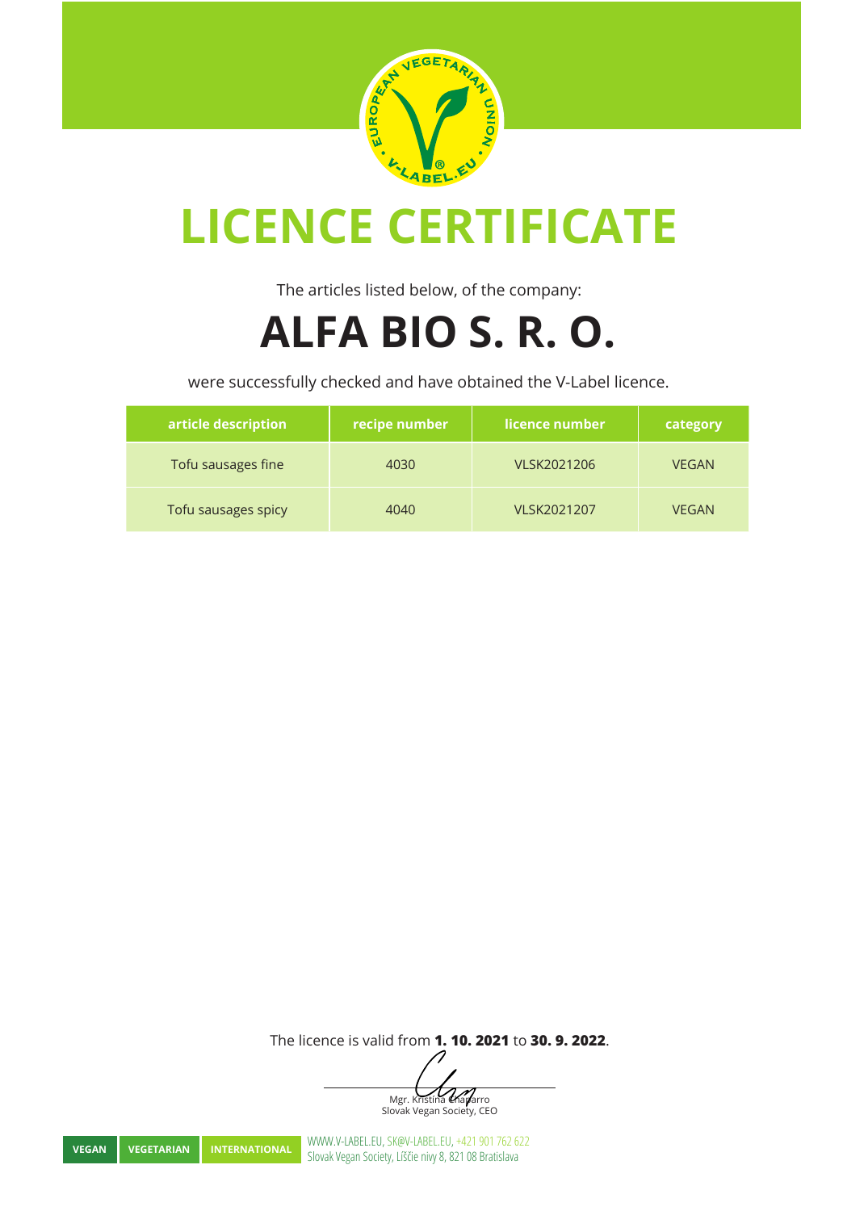# LICENCE CERTIFICATE

The articles listed below, of the company:

## ALFA BIO S. R. O.

were successfully checked and have obtained the V-Label licence.

| article description | recipe number | licence number | category |
|---|---|---|---|
| Tofu sausages fine | 4030 | VLSK2021206 | VEGAN |
| Tofu sausages spicy | 4040 | VLSK2021207 | VEGAN |

The licence is valid from **1. 10. 2021** to **30. 9. 2022**.

Mgr. Kristina Chaparro
Slovak Vegan Society, CEO

VEGAN | VEGETARIAN | INTERNATIONAL

WWW.V-LABEL.EU, SK@V-LABEL.EU, +421 901 762 622
Slovak Vegan Society, Líščie nivy 8, 821 08 Bratislava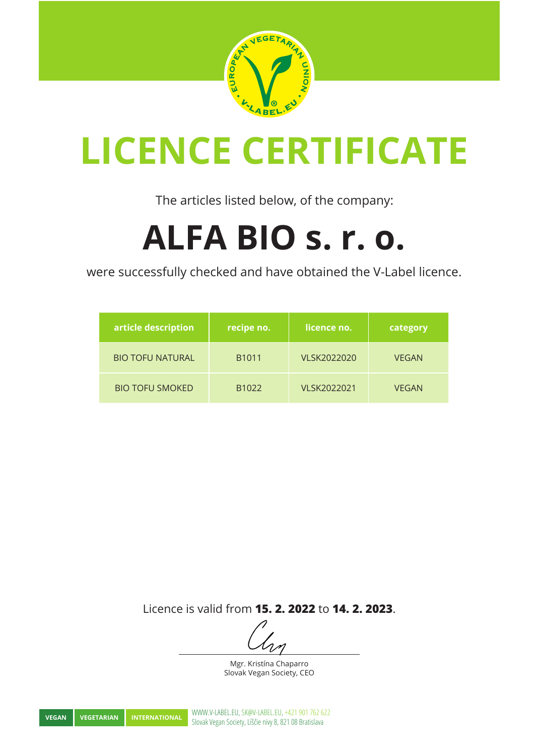# LICENCE CERTIFICATE

The articles listed below, of the company:

## ALFA BIO s. r. o.

were successfully checked and have obtained the V-Label licence.

| article description | recipe no. | licence no. | category |
|---|---|---|---|
| BIO TOFU NATURAL | B1011 | VLSK2022020 | VEGAN |
| BIO TOFU SMOKED | B1022 | VLSK2022021 | VEGAN |

Licence is valid from **15. 2. 2022** to **14. 2. 2023**.

Mgr. Kristína Chaparro
Slovak Vegan Society, CEO

VEGAN | VEGETARIAN | INTERNATIONAL

WWW.V-LABEL.EU, SK@V-LABEL.EU, +421 901 762 622
Slovak Vegan Society, Líščie nivy 8, 821 08 Bratislava